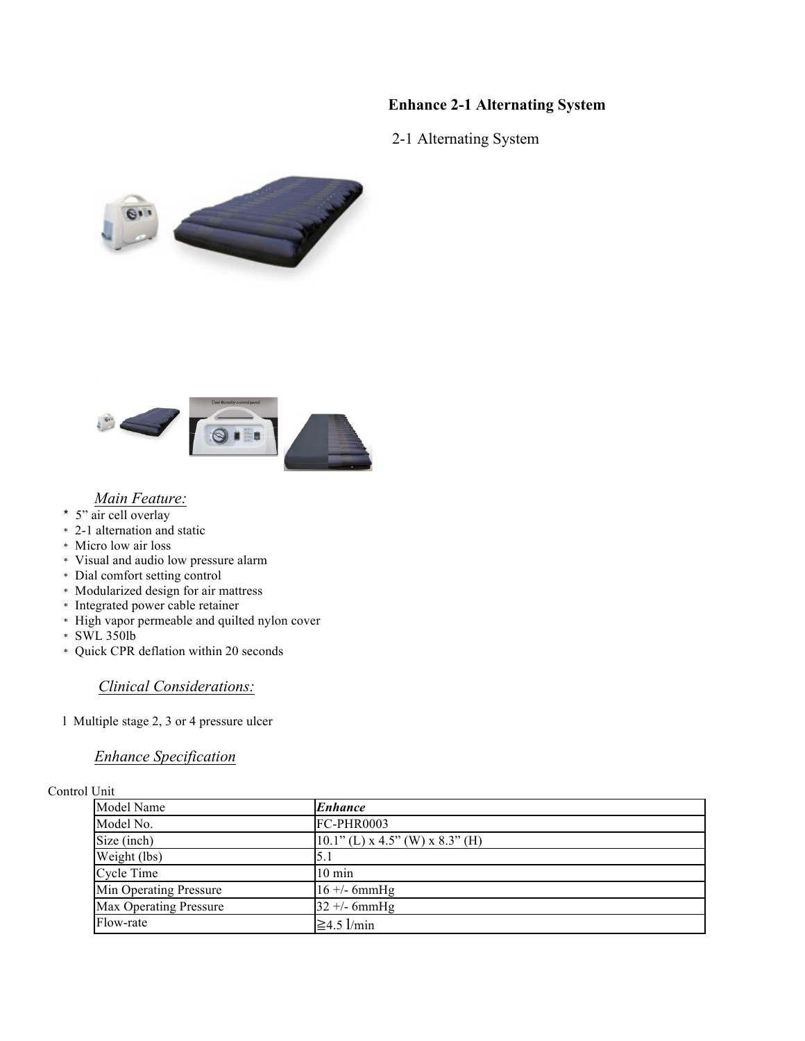# Enhance 2-1 Alternating System

## 2-1 Alternating System

*Main Feature:*

* 5” air cell overlay
* 2-1 alternation and static
* Micro low air loss
* Visual and audio low pressure alarm
* Dial comfort setting control
* Modularized design for air mattress
* Integrated power cable retainer
* High vapor permeable and quilted nylon cover
* SWL 350lb
* Quick CPR deflation within 20 seconds

*Clinical Considerations:*

l Multiple stage 2, 3 or 4 pressure ulcer

*Enhance Specification*

Control Unit

| Model Name | ***Enhance*** |
|---|---|
| Model No. | FC-PHR0003 |
| Size (inch) | 10.1” (L) x 4.5” (W) x 8.3” (H) |
| Weight (lbs) | 5.1 |
| Cycle Time | 10 min |
| Min Operating Pressure | 16 +/- 6mmHg |
| Max Operating Pressure | 32 +/- 6mmHg |
| Flow-rate | ≧4.5 l/min |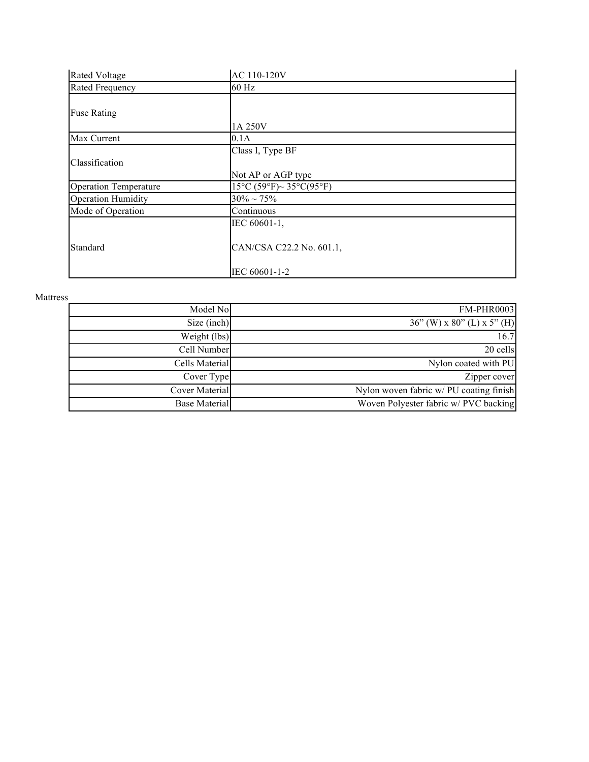| | |
|---|---|
| Rated Voltage | AC 110-120V |
| Rated Frequency | 60 Hz |
| Fuse Rating | 1A 250V |
| Max Current | 0.1A |
| Classification | Class I, Type BF<br><br>Not AP or AGP type |
| Operation Temperature | 15°C (59°F)~ 35°C(95°F) |
| Operation Humidity | 30% ~ 75% |
| Mode of Operation | Continuous |
| Standard | IEC 60601-1,<br><br>CAN/CSA C22.2 No. 601.1,<br><br>IEC 60601-1-2 |

Mattress

| | |
|---|---|
| Model No | FM-PHR0003 |
| Size (inch) | 36” (W) x 80” (L) x 5” (H) |
| Weight (lbs) | 16.7 |
| Cell Number | 20 cells |
| Cells Material | Nylon coated with PU |
| Cover Type | Zipper cover |
| Cover Material | Nylon woven fabric w/ PU coating finish |
| Base Material | Woven Polyester fabric w/ PVC backing |